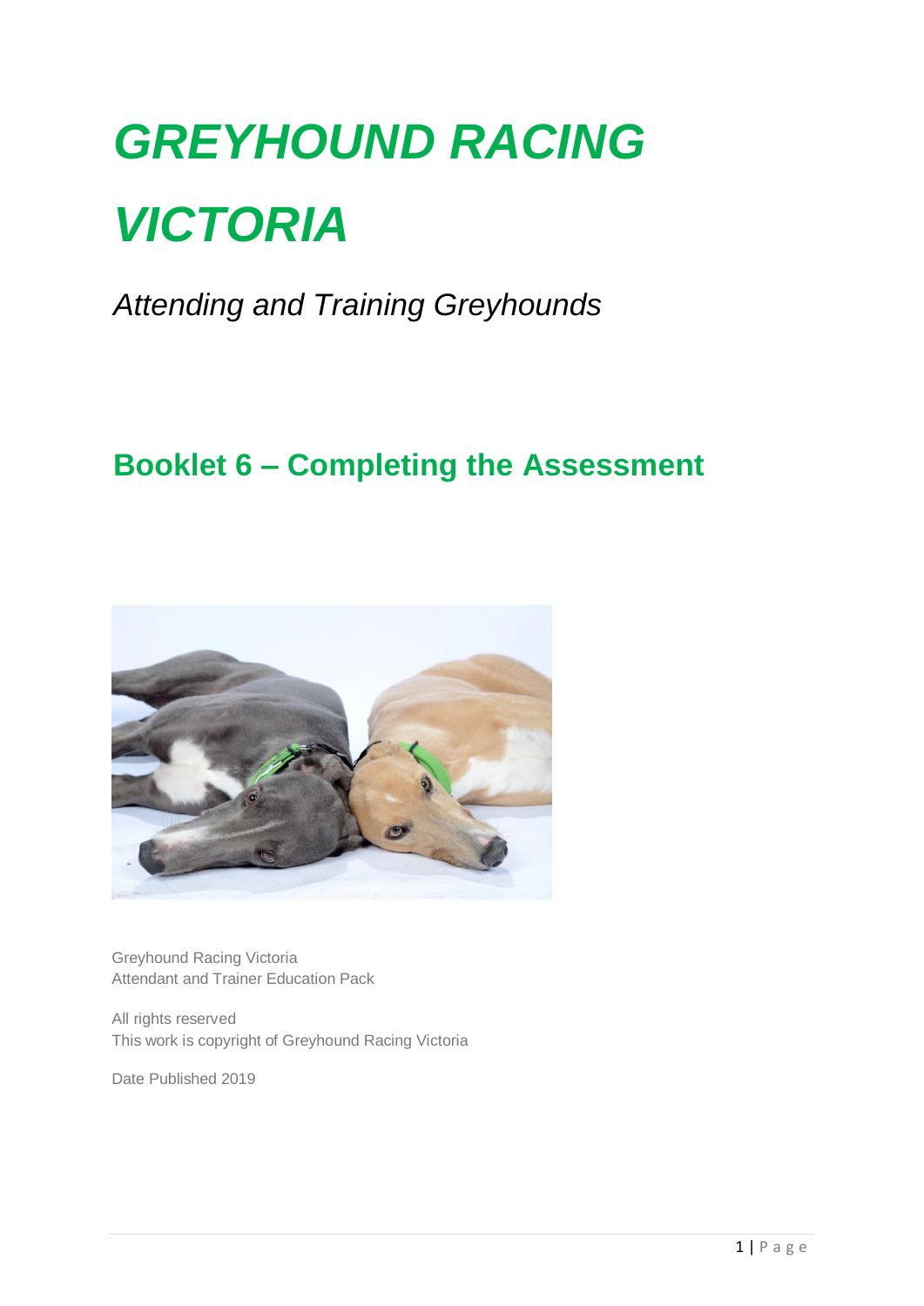# *GREYHOUND RACING VICTORIA*

*Attending and Training Greyhounds*

## Booklet 6 – Completing the Assessment

Greyhound Racing Victoria
Attendant and Trainer Education Pack

All rights reserved
This work is copyright of Greyhound Racing Victoria

Date Published 2019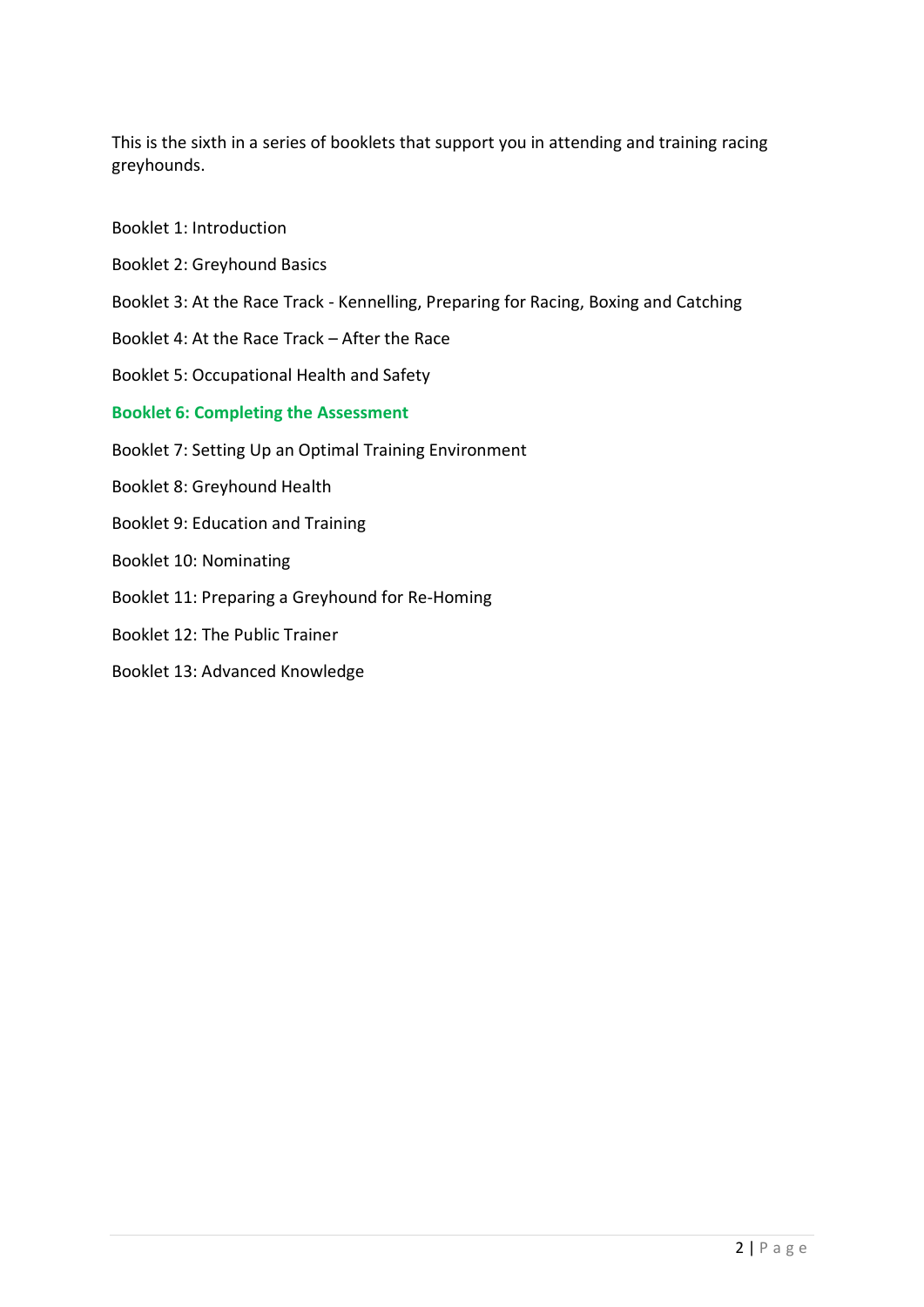This is the sixth in a series of booklets that support you in attending and training racing greyhounds.

Booklet 1: Introduction

Booklet 2: Greyhound Basics

Booklet 3: At the Race Track - Kennelling, Preparing for Racing, Boxing and Catching

Booklet 4: At the Race Track – After the Race

Booklet 5: Occupational Health and Safety

**Booklet 6: Completing the Assessment**

Booklet 7: Setting Up an Optimal Training Environment

Booklet 8: Greyhound Health

Booklet 9: Education and Training

Booklet 10: Nominating

Booklet 11: Preparing a Greyhound for Re-Homing

Booklet 12: The Public Trainer

Booklet 13: Advanced Knowledge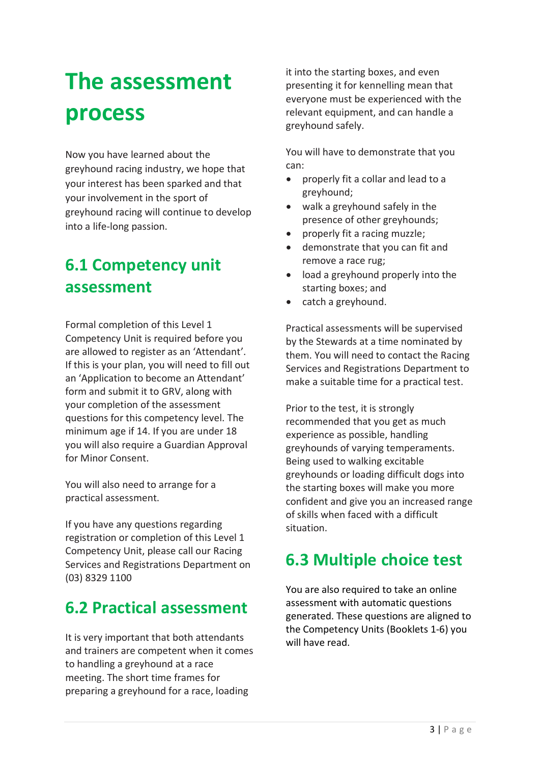# The assessment process

Now you have learned about the greyhound racing industry, we hope that your interest has been sparked and that your involvement in the sport of greyhound racing will continue to develop into a life-long passion.

## 6.1 Competency unit assessment

Formal completion of this Level 1 Competency Unit is required before you are allowed to register as an 'Attendant'. If this is your plan, you will need to fill out an 'Application to become an Attendant' form and submit it to GRV, along with your completion of the assessment questions for this competency level. The minimum age if 14. If you are under 18 you will also require a Guardian Approval for Minor Consent.

You will also need to arrange for a practical assessment.

If you have any questions regarding registration or completion of this Level 1 Competency Unit, please call our Racing Services and Registrations Department on (03) 8329 1100

## 6.2 Practical assessment

It is very important that both attendants and trainers are competent when it comes to handling a greyhound at a race meeting. The short time frames for preparing a greyhound for a race, loading it into the starting boxes, and even presenting it for kennelling mean that everyone must be experienced with the relevant equipment, and can handle a greyhound safely.

You will have to demonstrate that you can:

- properly fit a collar and lead to a greyhound;
- walk a greyhound safely in the presence of other greyhounds;
- properly fit a racing muzzle;
- demonstrate that you can fit and remove a race rug;
- load a greyhound properly into the starting boxes; and
- catch a greyhound.

Practical assessments will be supervised by the Stewards at a time nominated by them. You will need to contact the Racing Services and Registrations Department to make a suitable time for a practical test.

Prior to the test, it is strongly recommended that you get as much experience as possible, handling greyhounds of varying temperaments. Being used to walking excitable greyhounds or loading difficult dogs into the starting boxes will make you more confident and give you an increased range of skills when faced with a difficult situation.

## 6.3 Multiple choice test

You are also required to take an online assessment with automatic questions generated. These questions are aligned to the Competency Units (Booklets 1-6) you will have read.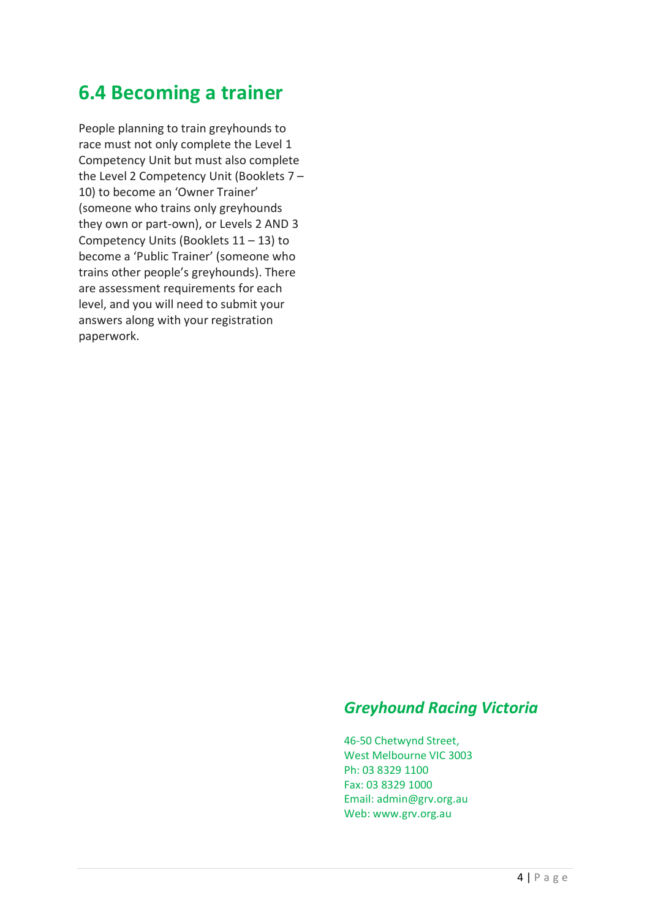## 6.4 Becoming a trainer

People planning to train greyhounds to race must not only complete the Level 1 Competency Unit but must also complete the Level 2 Competency Unit (Booklets 7 – 10) to become an 'Owner Trainer' (someone who trains only greyhounds they own or part-own), or Levels 2 AND 3 Competency Units (Booklets 11 – 13) to become a 'Public Trainer' (someone who trains other people's greyhounds). There are assessment requirements for each level, and you will need to submit your answers along with your registration paperwork.

### *Greyhound Racing Victoria*

46-50 Chetwynd Street,
West Melbourne VIC 3003
Ph: 03 8329 1100
Fax: 03 8329 1000
Email: admin@grv.org.au
Web: www.grv.org.au